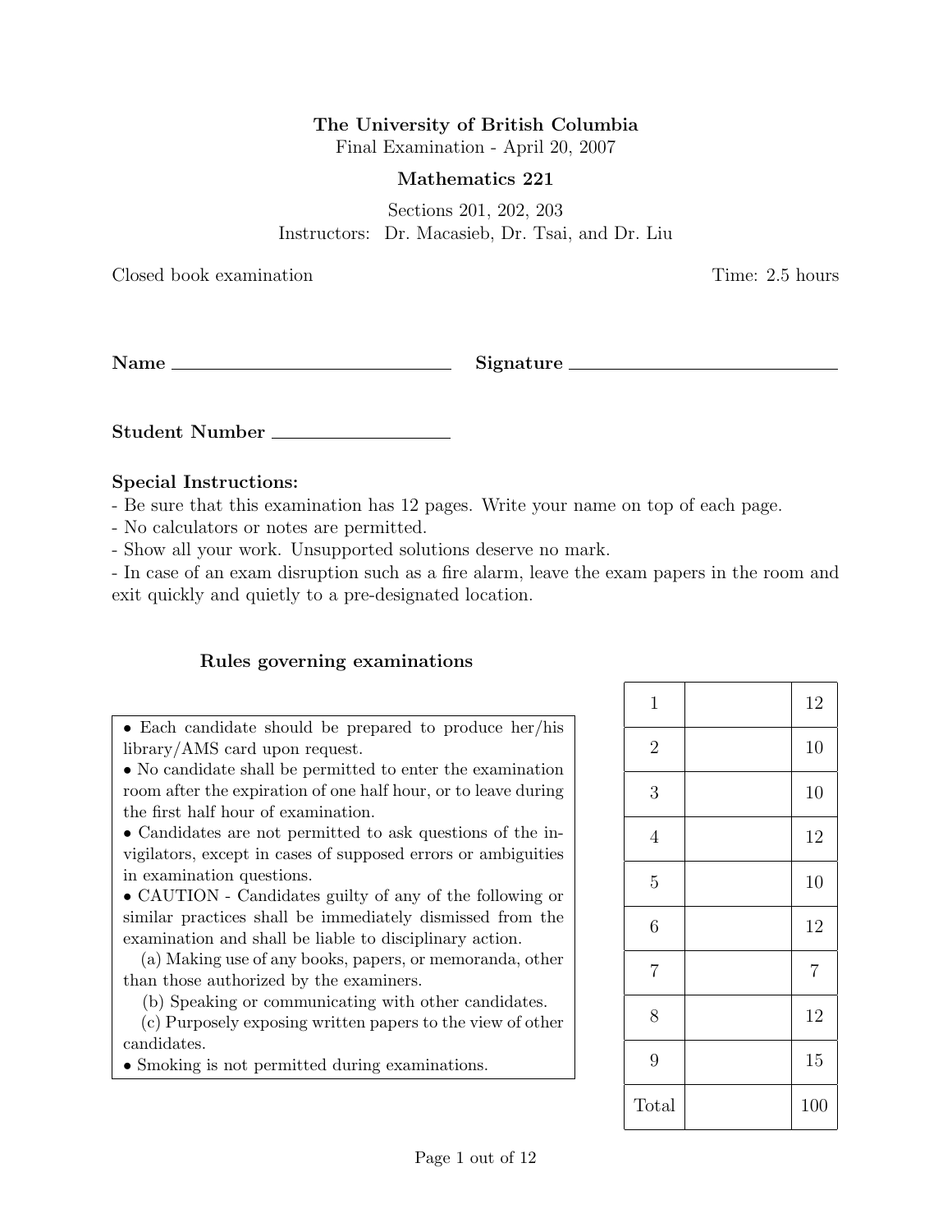**The University of British Columbia**

Final Examination - April 20, 2007

**Mathematics 221**

Sections 201, 202, 203

Instructors: Dr. Macasieb, Dr. Tsai, and Dr. Liu

Closed book examination | Time: 2.5 hours

**Name** ______________________ **Signature** ______________________

**Student Number** ______________

**Special Instructions:**

- Be sure that this examination has 12 pages. Write your name on top of each page.
- No calculators or notes are permitted.
- Show all your work. Unsupported solutions deserve no mark.
- In case of an exam disruption such as a fire alarm, leave the exam papers in the room and exit quickly and quietly to a pre-designated location.

**Rules governing examinations**

- Each candidate should be prepared to produce her/his library/AMS card upon request.
- No candidate shall be permitted to enter the examination room after the expiration of one half hour, or to leave during the first half hour of examination.
- Candidates are not permitted to ask questions of the invigilators, except in cases of supposed errors or ambiguities in examination questions.
- CAUTION - Candidates guilty of any of the following or similar practices shall be immediately dismissed from the examination and shall be liable to disciplinary action.
  (a) Making use of any books, papers, or memoranda, other than those authorized by the examiners.
  (b) Speaking or communicating with other candidates.
  (c) Purposely exposing written papers to the view of other candidates.
- Smoking is not permitted during examinations.

| | | |
|---|---|---|
| 1 | | 12 |
| 2 | | 10 |
| 3 | | 10 |
| 4 | | 12 |
| 5 | | 10 |
| 6 | | 12 |
| 7 | | 7 |
| 8 | | 12 |
| 9 | | 15 |
| Total | | 100 |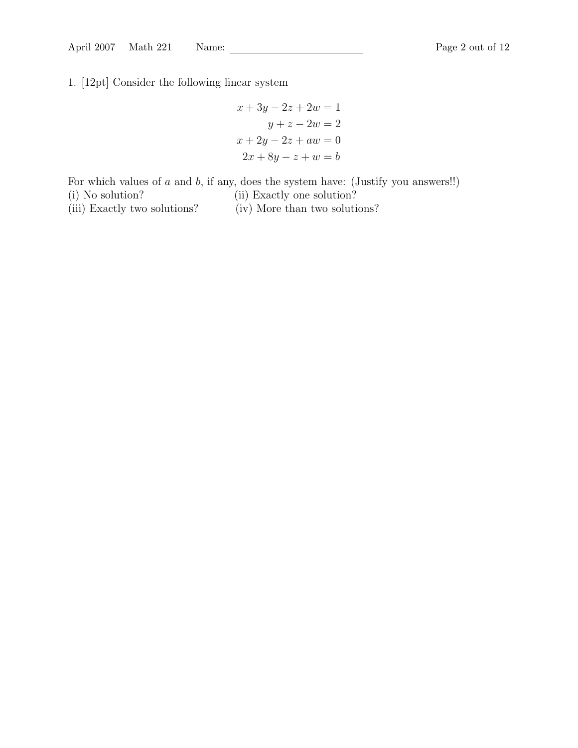1. [12pt] Consider the following linear system

$$
\begin{aligned}
x + 3y - 2z + 2w &= 1 \\
y + z - 2w &= 2 \\
x + 2y - 2z + aw &= 0 \\
2x + 8y - z + w &= b
\end{aligned}
$$

For which values of $a$ and $b$, if any, does the system have: (Justify you answers!!)

(i) No solution?

(ii) Exactly one solution?

(iii) Exactly two solutions?

(iv) More than two solutions?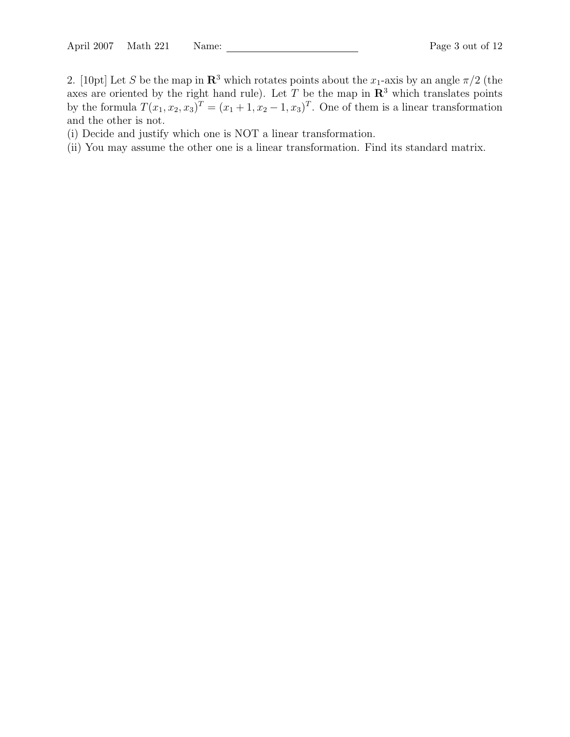2. [10pt] Let $S$ be the map in $\mathbf{R}^3$ which rotates points about the $x_1$-axis by an angle $\pi/2$ (the axes are oriented by the right hand rule). Let $T$ be the map in $\mathbf{R}^3$ which translates points by the formula $T(x_1, x_2, x_3)^T = (x_1 + 1, x_2 - 1, x_3)^T$. One of them is a linear transformation and the other is not.

(i) Decide and justify which one is NOT a linear transformation.

(ii) You may assume the other one is a linear transformation. Find its standard matrix.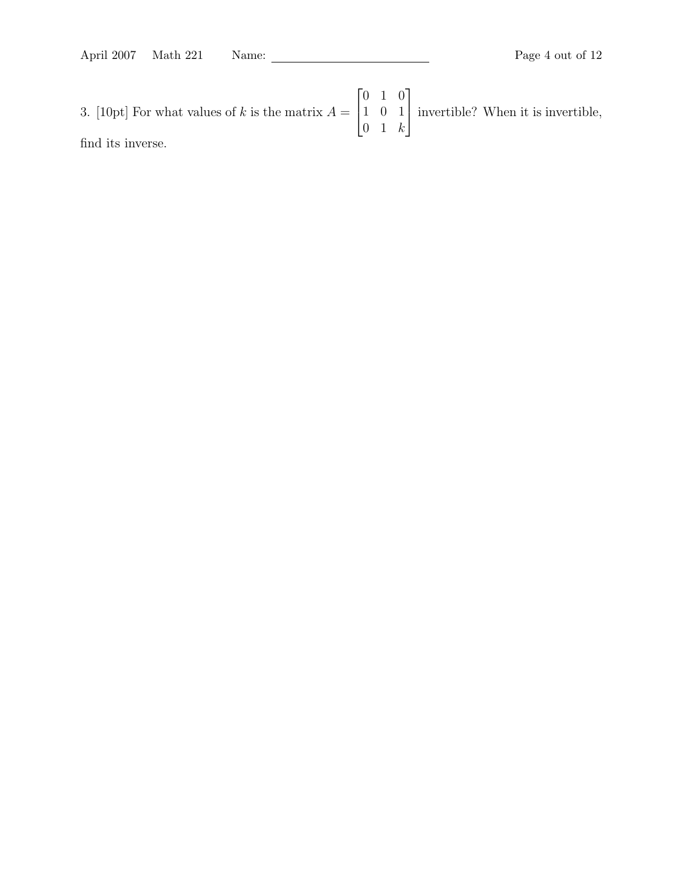3. [10pt] For what values of $k$ is the matrix $A = \begin{bmatrix} 0 & 1 & 0 \\ 1 & 0 & 1 \\ 0 & 1 & k \end{bmatrix}$ invertible? When it is invertible, find its inverse.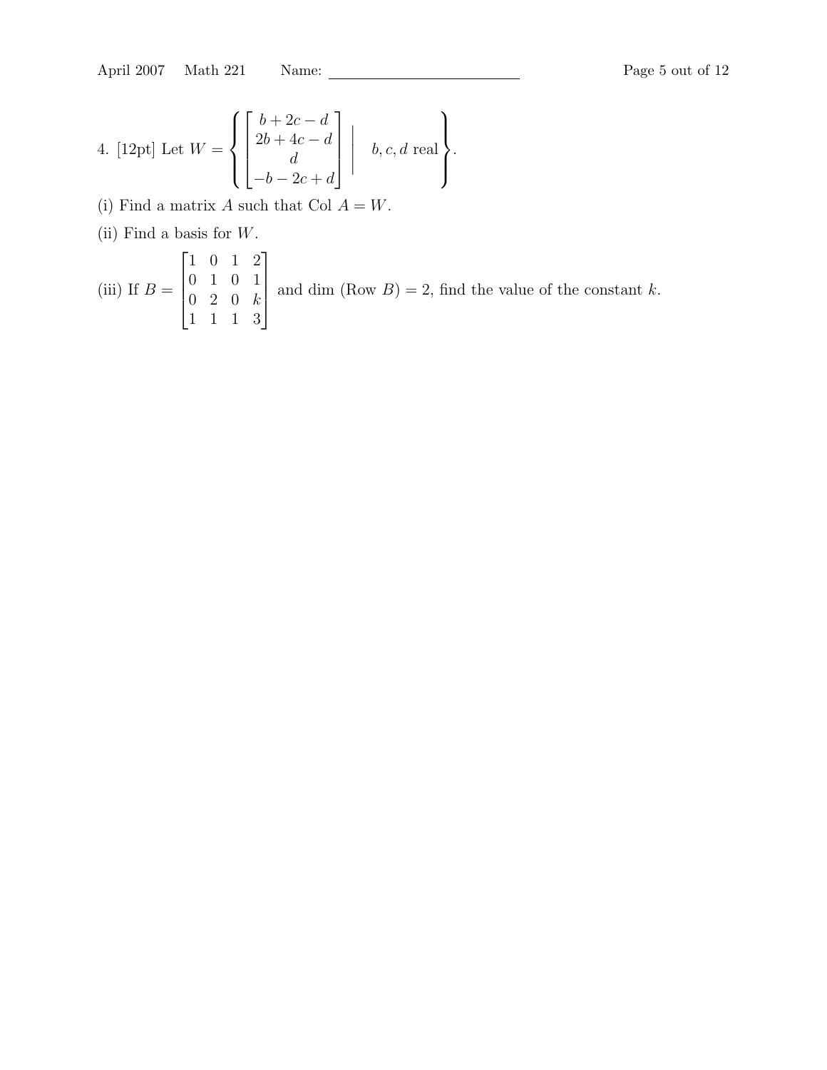4. [12pt] Let $W = \left\{ \begin{bmatrix} b+2c-d \\ 2b+4c-d \\ d \\ -b-2c+d \end{bmatrix} \;\middle|\; b, c, d \text{ real} \right\}$.

(i) Find a matrix $A$ such that Col $A = W$.

(ii) Find a basis for $W$.

(iii) If $B = \begin{bmatrix} 1 & 0 & 1 & 2 \\ 0 & 1 & 0 & 1 \\ 0 & 2 & 0 & k \\ 1 & 1 & 1 & 3 \end{bmatrix}$ and dim (Row $B$) = 2, find the value of the constant $k$.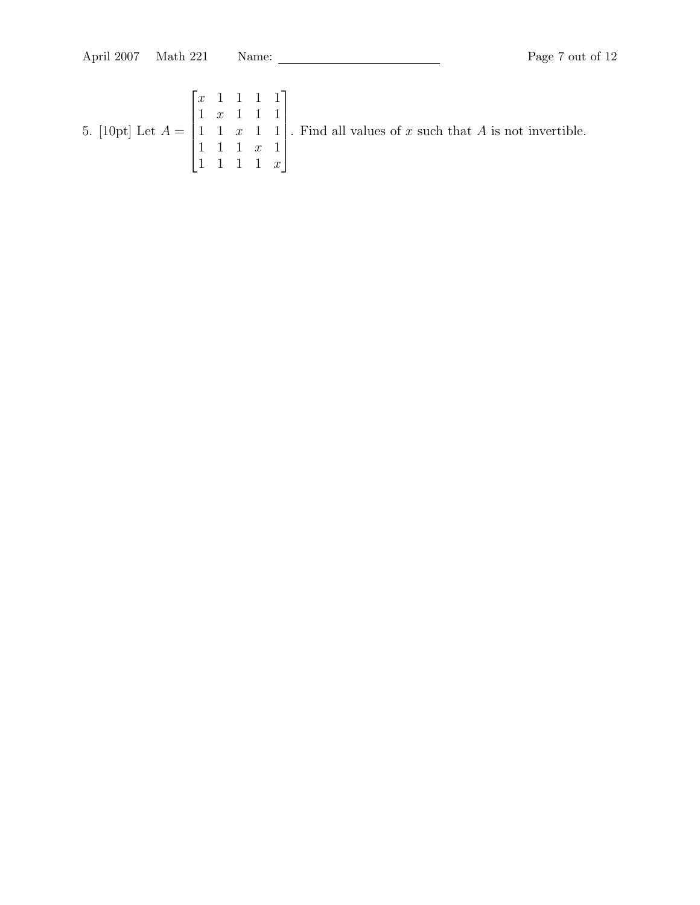5. [10pt] Let $A = \begin{bmatrix} x & 1 & 1 & 1 & 1 \\ 1 & x & 1 & 1 & 1 \\ 1 & 1 & x & 1 & 1 \\ 1 & 1 & 1 & x & 1 \\ 1 & 1 & 1 & 1 & x \end{bmatrix}$. Find all values of $x$ such that $A$ is not invertible.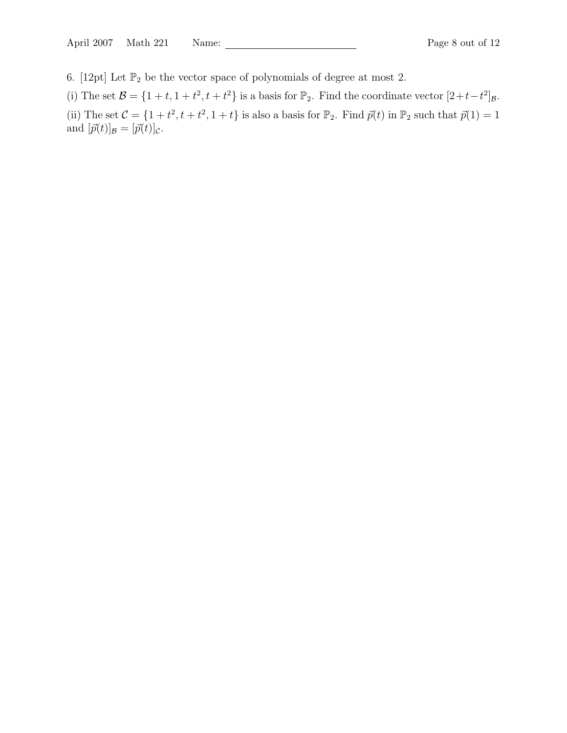6. [12pt] Let $\mathbb{P}_2$ be the vector space of polynomials of degree at most 2.

(i) The set $\mathcal{B} = \{1+t, 1+t^2, t+t^2\}$ is a basis for $\mathbb{P}_2$. Find the coordinate vector $[2+t-t^2]_{\mathcal{B}}$.

(ii) The set $\mathcal{C} = \{1+t^2, t+t^2, 1+t\}$ is also a basis for $\mathbb{P}_2$. Find $\vec{p}(t)$ in $\mathbb{P}_2$ such that $\vec{p}(1) = 1$ and $[\vec{p}(t)]_{\mathcal{B}} = [\vec{p}(t)]_{\mathcal{C}}$.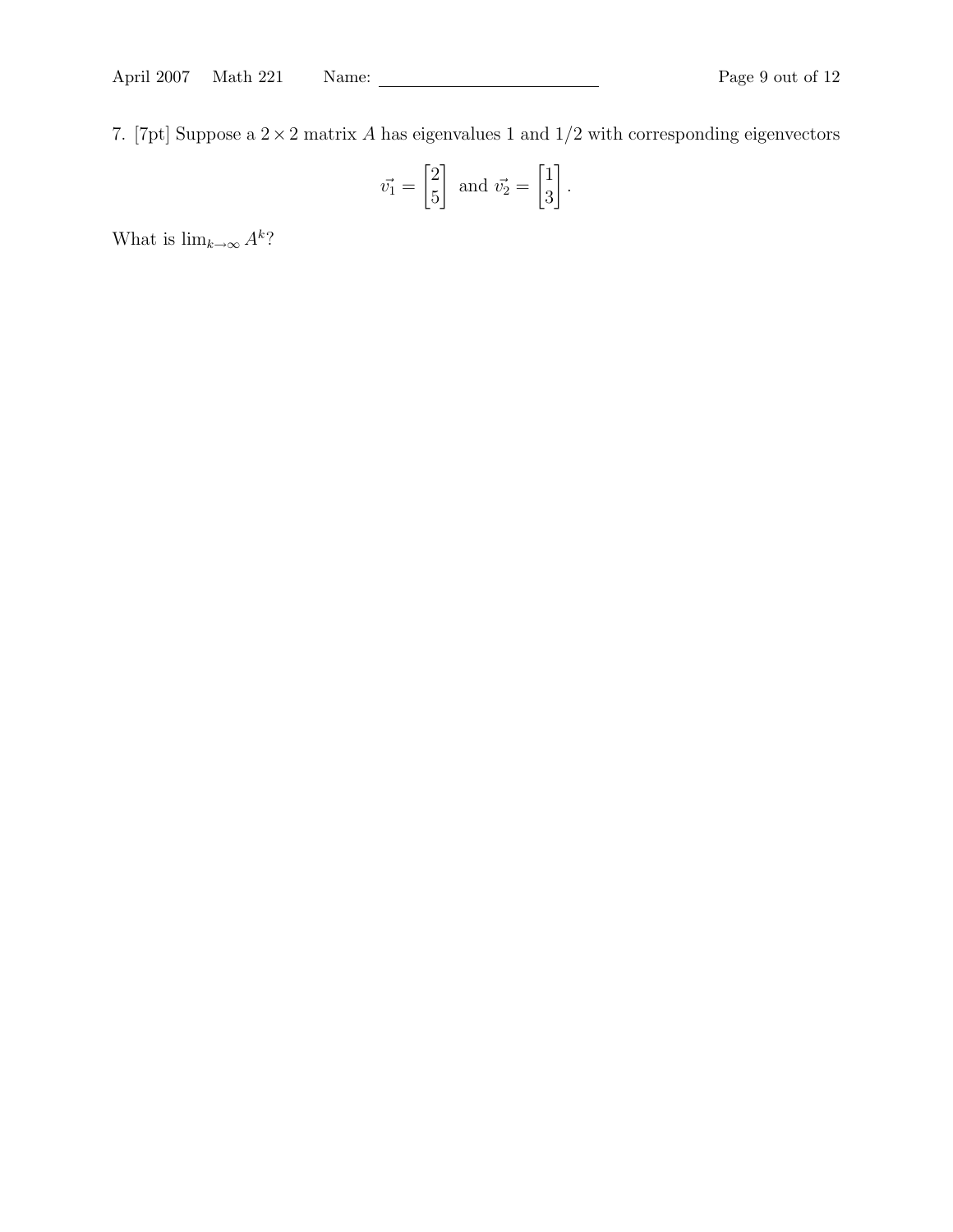7. [7pt] Suppose a $2 \times 2$ matrix $A$ has eigenvalues 1 and $1/2$ with corresponding eigenvectors

$$\vec{v_1} = \begin{bmatrix} 2 \\ 5 \end{bmatrix} \text{ and } \vec{v_2} = \begin{bmatrix} 1 \\ 3 \end{bmatrix}.$$

What is $\lim_{k \to \infty} A^k$?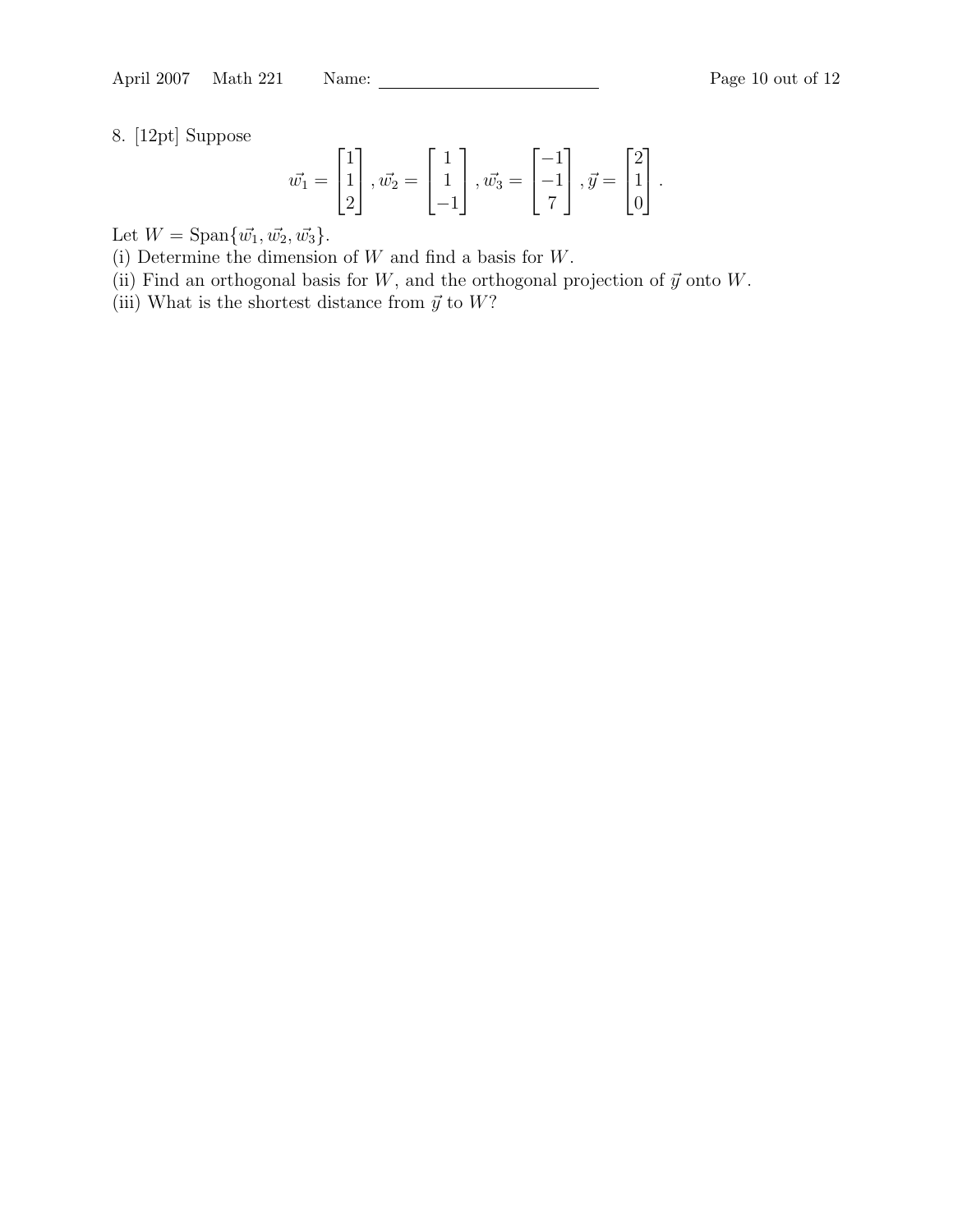8. [12pt] Suppose

$$\vec{w_1} = \begin{bmatrix} 1 \\ 1 \\ 2 \end{bmatrix}, \vec{w_2} = \begin{bmatrix} 1 \\ 1 \\ -1 \end{bmatrix}, \vec{w_3} = \begin{bmatrix} -1 \\ -1 \\ 7 \end{bmatrix}, \vec{y} = \begin{bmatrix} 2 \\ 1 \\ 0 \end{bmatrix}.$$

Let $W = \text{Span}\{\vec{w_1}, \vec{w_2}, \vec{w_3}\}$.

(i) Determine the dimension of $W$ and find a basis for $W$.

(ii) Find an orthogonal basis for $W$, and the orthogonal projection of $\vec{y}$ onto $W$.

(iii) What is the shortest distance from $\vec{y}$ to $W$?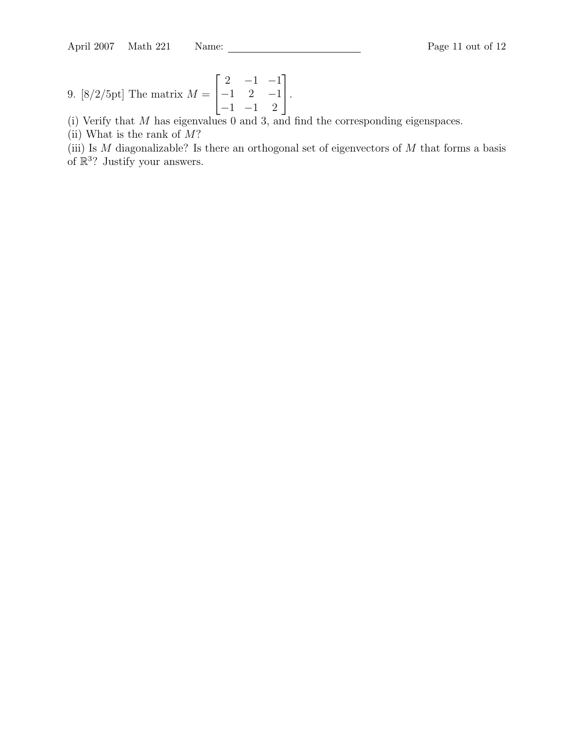9. [8/2/5pt] The matrix $M = \begin{bmatrix} 2 & -1 & -1 \\ -1 & 2 & -1 \\ -1 & -1 & 2 \end{bmatrix}$.

(i) Verify that $M$ has eigenvalues 0 and 3, and find the corresponding eigenspaces.

(ii) What is the rank of $M$?

(iii) Is $M$ diagonalizable? Is there an orthogonal set of eigenvectors of $M$ that forms a basis of $\mathbb{R}^3$? Justify your answers.